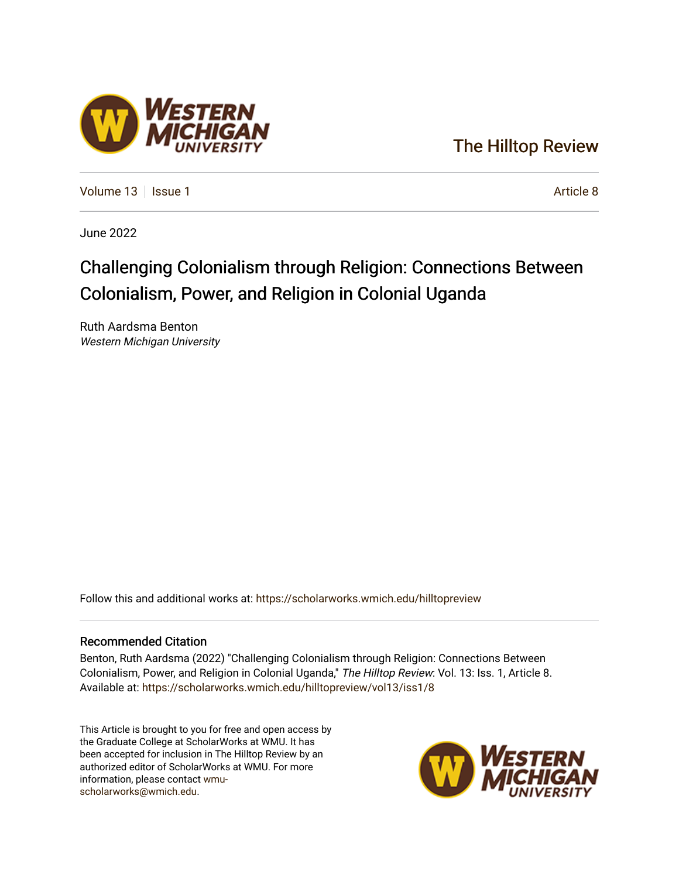The Hilltop Review

Volume 13 | Issue 1 | Article 8

June 2022

# Challenging Colonialism through Religion: Connections Between Colonialism, Power, and Religion in Colonial Uganda

Ruth Aardsma Benton
*Western Michigan University*

Follow this and additional works at: https://scholarworks.wmich.edu/hilltopreview

## Recommended Citation

Benton, Ruth Aardsma (2022) "Challenging Colonialism through Religion: Connections Between Colonialism, Power, and Religion in Colonial Uganda," *The Hilltop Review*: Vol. 13: Iss. 1, Article 8.
Available at: https://scholarworks.wmich.edu/hilltopreview/vol13/iss1/8

This Article is brought to you for free and open access by the Graduate College at ScholarWorks at WMU. It has been accepted for inclusion in The Hilltop Review by an authorized editor of ScholarWorks at WMU. For more information, please contact wmu-scholarworks@wmich.edu.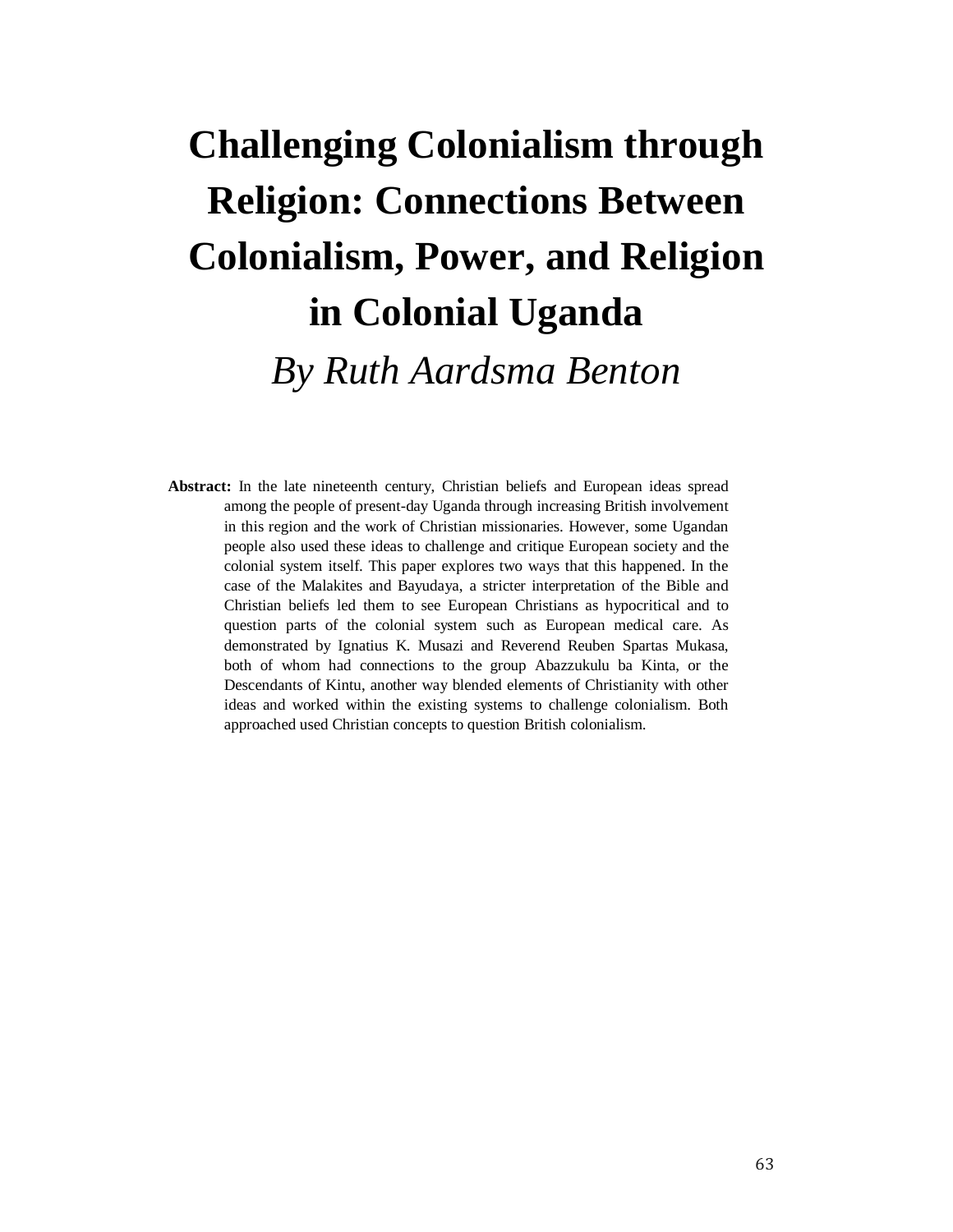# Challenging Colonialism through Religion: Connections Between Colonialism, Power, and Religion in Colonial Uganda

*By Ruth Aardsma Benton*

**Abstract:** In the late nineteenth century, Christian beliefs and European ideas spread among the people of present-day Uganda through increasing British involvement in this region and the work of Christian missionaries. However, some Ugandan people also used these ideas to challenge and critique European society and the colonial system itself. This paper explores two ways that this happened. In the case of the Malakites and Bayudaya, a stricter interpretation of the Bible and Christian beliefs led them to see European Christians as hypocritical and to question parts of the colonial system such as European medical care. As demonstrated by Ignatius K. Musazi and Reverend Reuben Spartas Mukasa, both of whom had connections to the group Abazzukulu ba Kinta, or the Descendants of Kintu, another way blended elements of Christianity with other ideas and worked within the existing systems to challenge colonialism. Both approached used Christian concepts to question British colonialism.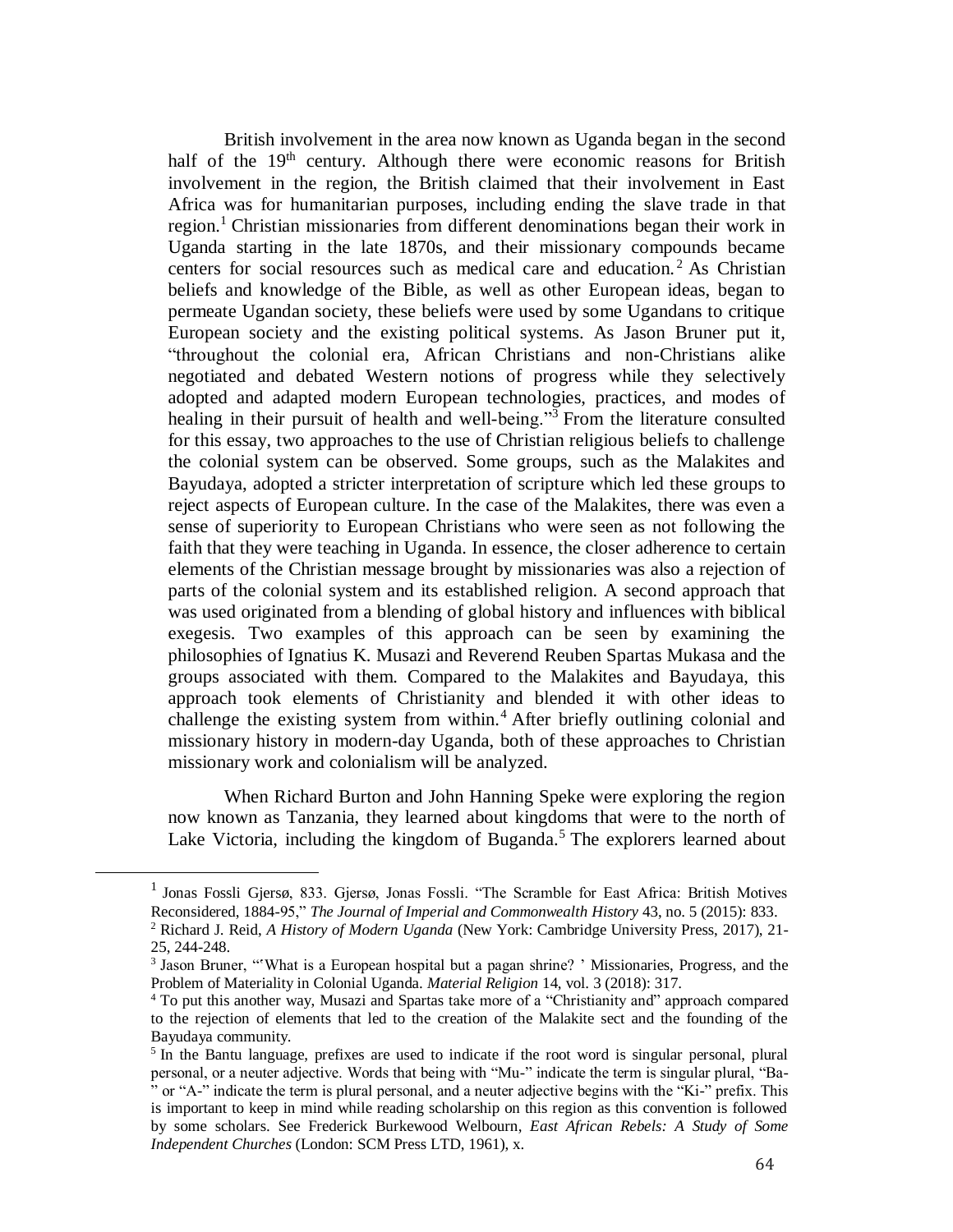British involvement in the area now known as Uganda began in the second half of the 19th century. Although there were economic reasons for British involvement in the region, the British claimed that their involvement in East Africa was for humanitarian purposes, including ending the slave trade in that region.[1] Christian missionaries from different denominations began their work in Uganda starting in the late 1870s, and their missionary compounds became centers for social resources such as medical care and education.[2] As Christian beliefs and knowledge of the Bible, as well as other European ideas, began to permeate Ugandan society, these beliefs were used by some Ugandans to critique European society and the existing political systems. As Jason Bruner put it, "throughout the colonial era, African Christians and non-Christians alike negotiated and debated Western notions of progress while they selectively adopted and adapted modern European technologies, practices, and modes of healing in their pursuit of health and well-being."[3] From the literature consulted for this essay, two approaches to the use of Christian religious beliefs to challenge the colonial system can be observed. Some groups, such as the Malakites and Bayudaya, adopted a stricter interpretation of scripture which led these groups to reject aspects of European culture. In the case of the Malakites, there was even a sense of superiority to European Christians who were seen as not following the faith that they were teaching in Uganda. In essence, the closer adherence to certain elements of the Christian message brought by missionaries was also a rejection of parts of the colonial system and its established religion. A second approach that was used originated from a blending of global history and influences with biblical exegesis. Two examples of this approach can be seen by examining the philosophies of Ignatius K. Musazi and Reverend Reuben Spartas Mukasa and the groups associated with them. Compared to the Malakites and Bayudaya, this approach took elements of Christianity and blended it with other ideas to challenge the existing system from within.[4] After briefly outlining colonial and missionary history in modern-day Uganda, both of these approaches to Christian missionary work and colonialism will be analyzed.

When Richard Burton and John Hanning Speke were exploring the region now known as Tanzania, they learned about kingdoms that were to the north of Lake Victoria, including the kingdom of Buganda.[5] The explorers learned about

---

[1] Jonas Fossli Gjersø, 833. Gjersø, Jonas Fossli. "The Scramble for East Africa: British Motives Reconsidered, 1884-95," *The Journal of Imperial and Commonwealth History* 43, no. 5 (2015): 833.

[2] Richard J. Reid, *A History of Modern Uganda* (New York: Cambridge University Press, 2017), 21-25, 244-248.

[3] Jason Bruner, "'What is a European hospital but a pagan shrine? ' Missionaries, Progress, and the Problem of Materiality in Colonial Uganda. *Material Religion* 14, vol. 3 (2018): 317.

[4] To put this another way, Musazi and Spartas take more of a "Christianity and" approach compared to the rejection of elements that led to the creation of the Malakite sect and the founding of the Bayudaya community.

[5] In the Bantu language, prefixes are used to indicate if the root word is singular personal, plural personal, or a neuter adjective. Words that being with "Mu-" indicate the term is singular plural, "Ba-" or "A-" indicate the term is plural personal, and a neuter adjective begins with the "Ki-" prefix. This is important to keep in mind while reading scholarship on this region as this convention is followed by some scholars. See Frederick Burkewood Welbourn, *East African Rebels: A Study of Some Independent Churches* (London: SCM Press LTD, 1961), x.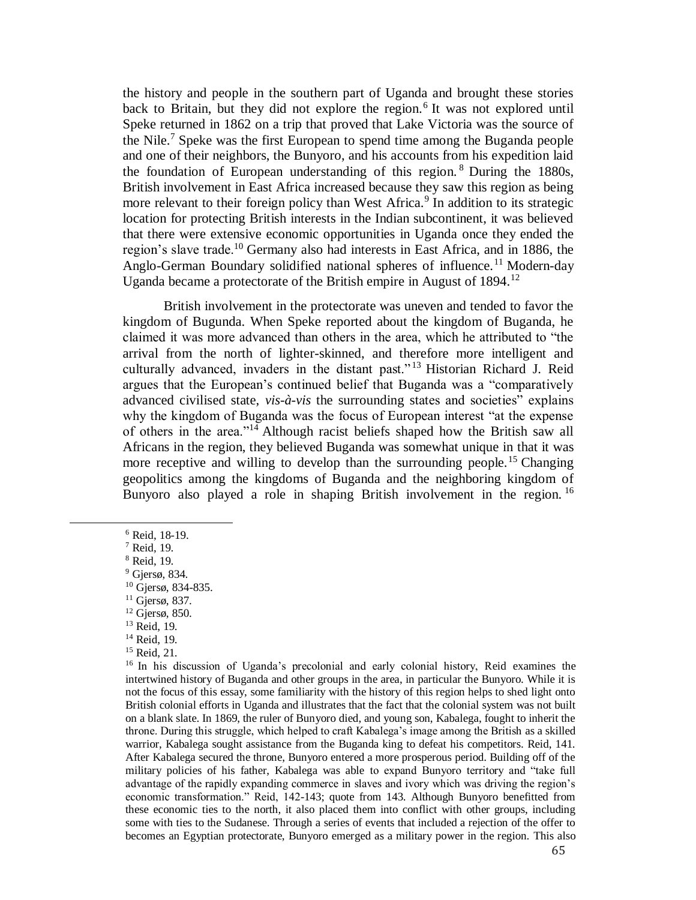the history and people in the southern part of Uganda and brought these stories back to Britain, but they did not explore the region.[6] It was not explored until Speke returned in 1862 on a trip that proved that Lake Victoria was the source of the Nile.[7] Speke was the first European to spend time among the Buganda people and one of their neighbors, the Bunyoro, and his accounts from his expedition laid the foundation of European understanding of this region.[8] During the 1880s, British involvement in East Africa increased because they saw this region as being more relevant to their foreign policy than West Africa.[9] In addition to its strategic location for protecting British interests in the Indian subcontinent, it was believed that there were extensive economic opportunities in Uganda once they ended the region's slave trade.[10] Germany also had interests in East Africa, and in 1886, the Anglo-German Boundary solidified national spheres of influence.[11] Modern-day Uganda became a protectorate of the British empire in August of 1894.[12]

British involvement in the protectorate was uneven and tended to favor the kingdom of Bugunda. When Speke reported about the kingdom of Buganda, he claimed it was more advanced than others in the area, which he attributed to "the arrival from the north of lighter-skinned, and therefore more intelligent and culturally advanced, invaders in the distant past."[13] Historian Richard J. Reid argues that the European's continued belief that Buganda was a "comparatively advanced civilised state, *vis-à-vis* the surrounding states and societies" explains why the kingdom of Buganda was the focus of European interest "at the expense of others in the area."[14] Although racist beliefs shaped how the British saw all Africans in the region, they believed Buganda was somewhat unique in that it was more receptive and willing to develop than the surrounding people.[15] Changing geopolitics among the kingdoms of Buganda and the neighboring kingdom of Bunyoro also played a role in shaping British involvement in the region.[16]

---

[6] Reid, 18-19.

[7] Reid, 19.

[8] Reid, 19.

[9] Gjersø, 834.

[10] Gjersø, 834-835.

[11] Gjersø, 837.

[12] Gjersø, 850.

[13] Reid, 19.

[14] Reid, 19.

[15] Reid, 21.

[16] In his discussion of Uganda's precolonial and early colonial history, Reid examines the intertwined history of Buganda and other groups in the area, in particular the Bunyoro. While it is not the focus of this essay, some familiarity with the history of this region helps to shed light onto British colonial efforts in Uganda and illustrates that the fact that the colonial system was not built on a blank slate. In 1869, the ruler of Bunyoro died, and young son, Kabalega, fought to inherit the throne. During this struggle, which helped to craft Kabalega's image among the British as a skilled warrior, Kabalega sought assistance from the Buganda king to defeat his competitors. Reid, 141. After Kabalega secured the throne, Bunyoro entered a more prosperous period. Building off of the military policies of his father, Kabalega was able to expand Bunyoro territory and "take full advantage of the rapidly expanding commerce in slaves and ivory which was driving the region's economic transformation." Reid, 142-143; quote from 143. Although Bunyoro benefitted from these economic ties to the north, it also placed them into conflict with other groups, including some with ties to the Sudanese. Through a series of events that included a rejection of the offer to becomes an Egyptian protectorate, Bunyoro emerged as a military power in the region. This also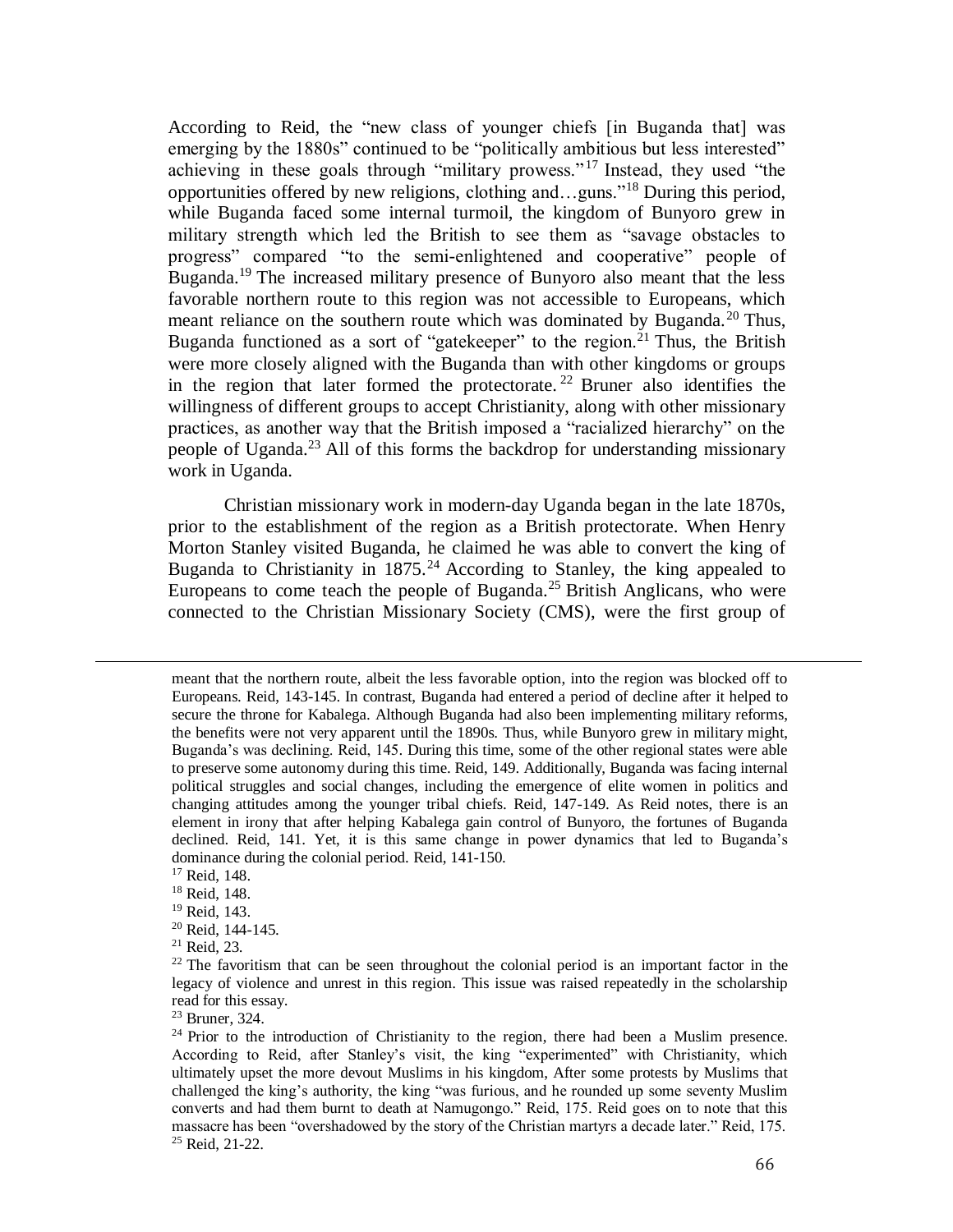According to Reid, the "new class of younger chiefs [in Buganda that] was emerging by the 1880s" continued to be "politically ambitious but less interested" achieving in these goals through "military prowess."[17] Instead, they used "the opportunities offered by new religions, clothing and…guns."[18] During this period, while Buganda faced some internal turmoil, the kingdom of Bunyoro grew in military strength which led the British to see them as "savage obstacles to progress" compared "to the semi-enlightened and cooperative" people of Buganda.[19] The increased military presence of Bunyoro also meant that the less favorable northern route to this region was not accessible to Europeans, which meant reliance on the southern route which was dominated by Buganda.[20] Thus, Buganda functioned as a sort of "gatekeeper" to the region.[21] Thus, the British were more closely aligned with the Buganda than with other kingdoms or groups in the region that later formed the protectorate.[22] Bruner also identifies the willingness of different groups to accept Christianity, along with other missionary practices, as another way that the British imposed a "racialized hierarchy" on the people of Uganda.[23] All of this forms the backdrop for understanding missionary work in Uganda.

Christian missionary work in modern-day Uganda began in the late 1870s, prior to the establishment of the region as a British protectorate. When Henry Morton Stanley visited Buganda, he claimed he was able to convert the king of Buganda to Christianity in 1875.[24] According to Stanley, the king appealed to Europeans to come teach the people of Buganda.[25] British Anglicans, who were connected to the Christian Missionary Society (CMS), were the first group of

---

meant that the northern route, albeit the less favorable option, into the region was blocked off to Europeans. Reid, 143-145. In contrast, Buganda had entered a period of decline after it helped to secure the throne for Kabalega. Although Buganda had also been implementing military reforms, the benefits were not very apparent until the 1890s. Thus, while Bunyoro grew in military might, Buganda's was declining. Reid, 145. During this time, some of the other regional states were able to preserve some autonomy during this time. Reid, 149. Additionally, Buganda was facing internal political struggles and social changes, including the emergence of elite women in politics and changing attitudes among the younger tribal chiefs. Reid, 147-149. As Reid notes, there is an element in irony that after helping Kabalega gain control of Bunyoro, the fortunes of Buganda declined. Reid, 141. Yet, it is this same change in power dynamics that led to Buganda's dominance during the colonial period. Reid, 141-150.

[17] Reid, 148.

[18] Reid, 148.

[19] Reid, 143.

[20] Reid, 144-145.

[21] Reid, 23.

[22] The favoritism that can be seen throughout the colonial period is an important factor in the legacy of violence and unrest in this region. This issue was raised repeatedly in the scholarship read for this essay.

[23] Bruner, 324.

[24] Prior to the introduction of Christianity to the region, there had been a Muslim presence. According to Reid, after Stanley's visit, the king "experimented" with Christianity, which ultimately upset the more devout Muslims in his kingdom, After some protests by Muslims that challenged the king's authority, the king "was furious, and he rounded up some seventy Muslim converts and had them burnt to death at Namugongo." Reid, 175. Reid goes on to note that this massacre has been "overshadowed by the story of the Christian martyrs a decade later." Reid, 175.

[25] Reid, 21-22.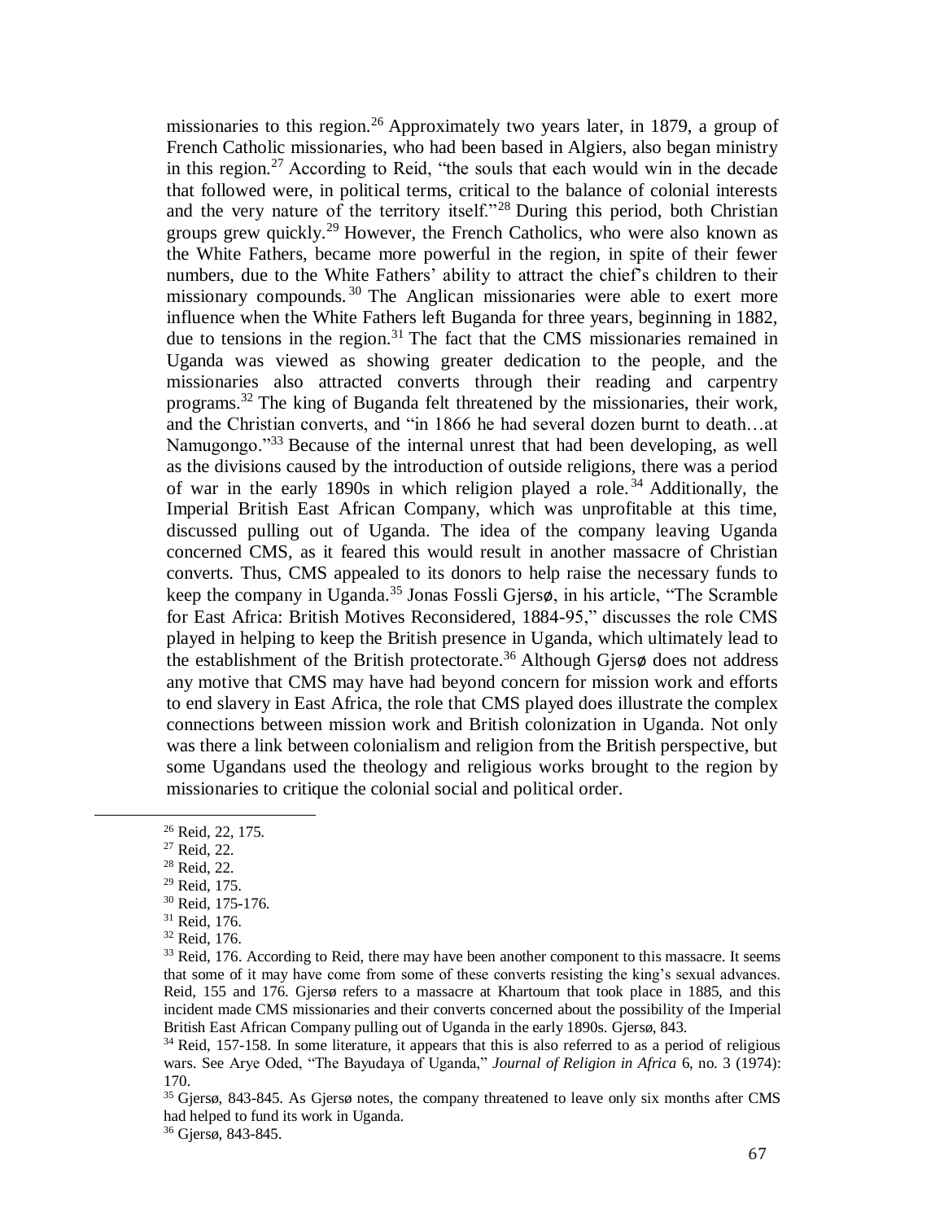missionaries to this region.[26] Approximately two years later, in 1879, a group of French Catholic missionaries, who had been based in Algiers, also began ministry in this region.[27] According to Reid, "the souls that each would win in the decade that followed were, in political terms, critical to the balance of colonial interests and the very nature of the territory itself."[28] During this period, both Christian groups grew quickly.[29] However, the French Catholics, who were also known as the White Fathers, became more powerful in the region, in spite of their fewer numbers, due to the White Fathers' ability to attract the chief's children to their missionary compounds.[30] The Anglican missionaries were able to exert more influence when the White Fathers left Buganda for three years, beginning in 1882, due to tensions in the region.[31] The fact that the CMS missionaries remained in Uganda was viewed as showing greater dedication to the people, and the missionaries also attracted converts through their reading and carpentry programs.[32] The king of Buganda felt threatened by the missionaries, their work, and the Christian converts, and "in 1866 he had several dozen burnt to death…at Namugongo."[33] Because of the internal unrest that had been developing, as well as the divisions caused by the introduction of outside religions, there was a period of war in the early 1890s in which religion played a role.[34] Additionally, the Imperial British East African Company, which was unprofitable at this time, discussed pulling out of Uganda. The idea of the company leaving Uganda concerned CMS, as it feared this would result in another massacre of Christian converts. Thus, CMS appealed to its donors to help raise the necessary funds to keep the company in Uganda.[35] Jonas Fossli Gjersø, in his article, "The Scramble for East Africa: British Motives Reconsidered, 1884-95," discusses the role CMS played in helping to keep the British presence in Uganda, which ultimately lead to the establishment of the British protectorate.[36] Although Gjersø does not address any motive that CMS may have had beyond concern for mission work and efforts to end slavery in East Africa, the role that CMS played does illustrate the complex connections between mission work and British colonization in Uganda. Not only was there a link between colonialism and religion from the British perspective, but some Ugandans used the theology and religious works brought to the region by missionaries to critique the colonial social and political order.

---

[26] Reid, 22, 175.

[27] Reid, 22.

[28] Reid, 22.

[29] Reid, 175.

[30] Reid, 175-176.

[31] Reid, 176.

[32] Reid, 176.

[33] Reid, 176. According to Reid, there may have been another component to this massacre. It seems that some of it may have come from some of these converts resisting the king's sexual advances. Reid, 155 and 176. Gjersø refers to a massacre at Khartoum that took place in 1885, and this incident made CMS missionaries and their converts concerned about the possibility of the Imperial British East African Company pulling out of Uganda in the early 1890s. Gjersø, 843.

[34] Reid, 157-158. In some literature, it appears that this is also referred to as a period of religious wars. See Arye Oded, "The Bayudaya of Uganda," *Journal of Religion in Africa* 6, no. 3 (1974): 170.

[35] Gjersø, 843-845. As Gjersø notes, the company threatened to leave only six months after CMS had helped to fund its work in Uganda.

[36] Gjersø, 843-845.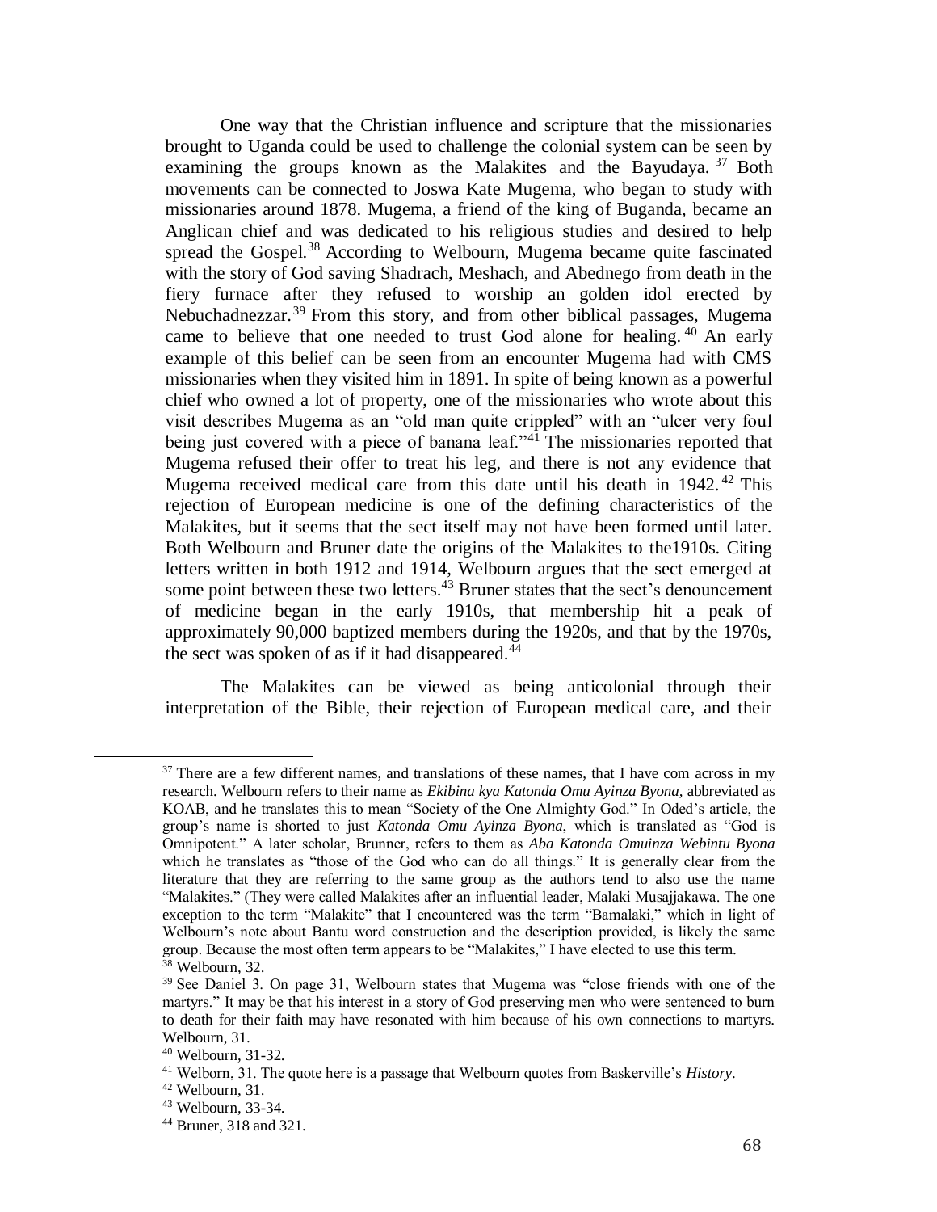One way that the Christian influence and scripture that the missionaries brought to Uganda could be used to challenge the colonial system can be seen by examining the groups known as the Malakites and the Bayudaya.[37] Both movements can be connected to Joswa Kate Mugema, who began to study with missionaries around 1878. Mugema, a friend of the king of Buganda, became an Anglican chief and was dedicated to his religious studies and desired to help spread the Gospel.[38] According to Welbourn, Mugema became quite fascinated with the story of God saving Shadrach, Meshach, and Abednego from death in the fiery furnace after they refused to worship an golden idol erected by Nebuchadnezzar.[39] From this story, and from other biblical passages, Mugema came to believe that one needed to trust God alone for healing.[40] An early example of this belief can be seen from an encounter Mugema had with CMS missionaries when they visited him in 1891. In spite of being known as a powerful chief who owned a lot of property, one of the missionaries who wrote about this visit describes Mugema as an "old man quite crippled" with an "ulcer very foul being just covered with a piece of banana leaf."[41] The missionaries reported that Mugema refused their offer to treat his leg, and there is not any evidence that Mugema received medical care from this date until his death in 1942.[42] This rejection of European medicine is one of the defining characteristics of the Malakites, but it seems that the sect itself may not have been formed until later. Both Welbourn and Bruner date the origins of the Malakites to the1910s. Citing letters written in both 1912 and 1914, Welbourn argues that the sect emerged at some point between these two letters.[43] Bruner states that the sect's denouncement of medicine began in the early 1910s, that membership hit a peak of approximately 90,000 baptized members during the 1920s, and that by the 1970s, the sect was spoken of as if it had disappeared.[44]

The Malakites can be viewed as being anticolonial through their interpretation of the Bible, their rejection of European medical care, and their

---

[37] There are a few different names, and translations of these names, that I have com across in my research. Welbourn refers to their name as *Ekibina kya Katonda Omu Ayinza Byona*, abbreviated as KOAB, and he translates this to mean "Society of the One Almighty God." In Oded's article, the group's name is shorted to just *Katonda Omu Ayinza Byona*, which is translated as "God is Omnipotent." A later scholar, Brunner, refers to them as *Aba Katonda Omuinza Webintu Byona* which he translates as "those of the God who can do all things." It is generally clear from the literature that they are referring to the same group as the authors tend to also use the name "Malakites." (They were called Malakites after an influential leader, Malaki Musajjakawa. The one exception to the term "Malakite" that I encountered was the term "Bamalaki," which in light of Welbourn's note about Bantu word construction and the description provided, is likely the same group. Because the most often term appears to be "Malakites," I have elected to use this term.

[38] Welbourn, 32.

[39] See Daniel 3. On page 31, Welbourn states that Mugema was "close friends with one of the martyrs." It may be that his interest in a story of God preserving men who were sentenced to burn to death for their faith may have resonated with him because of his own connections to martyrs. Welbourn, 31.

[40] Welbourn, 31-32.

[41] Welborn, 31. The quote here is a passage that Welbourn quotes from Baskerville's *History*.

[42] Welbourn, 31.

[43] Welbourn, 33-34.

[44] Bruner, 318 and 321.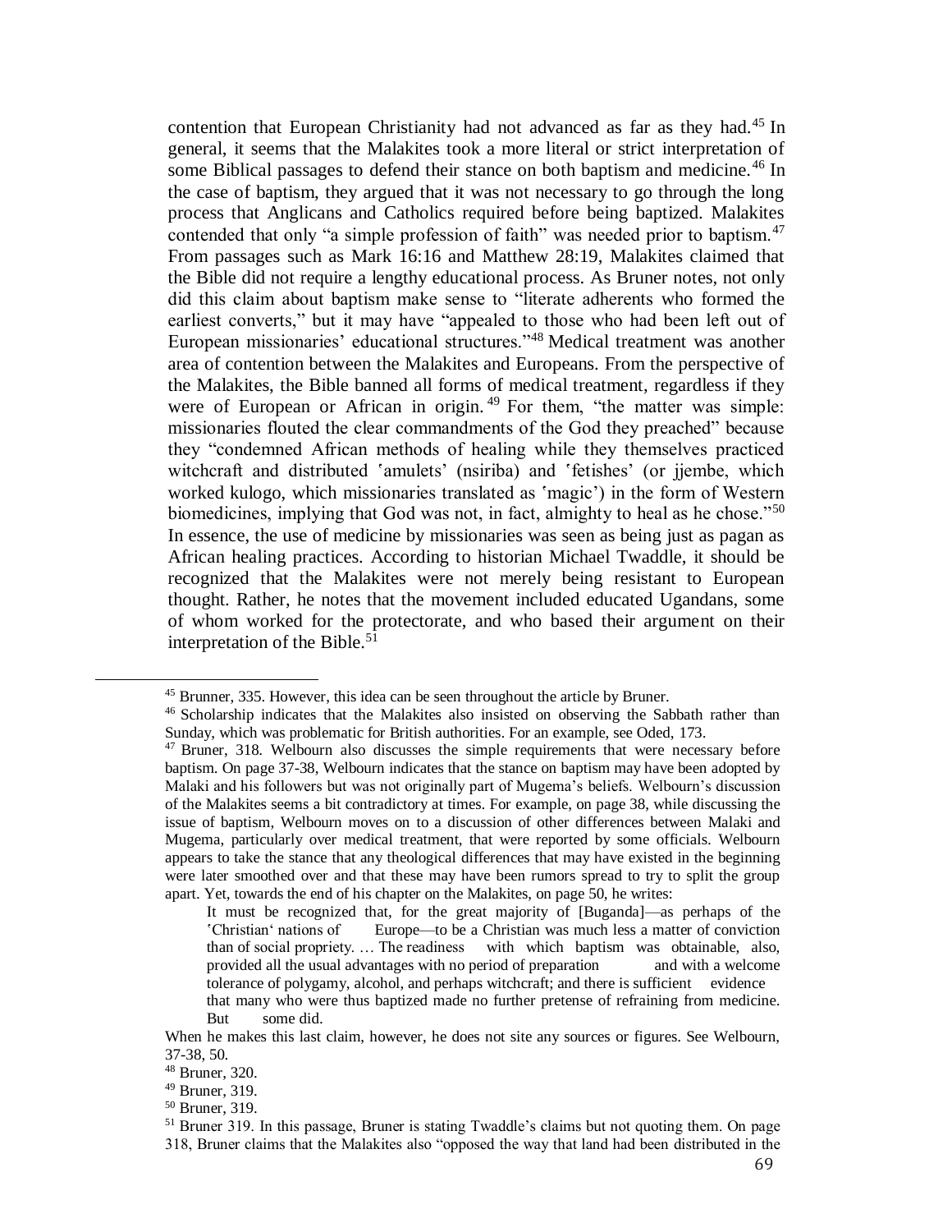contention that European Christianity had not advanced as far as they had.[45] In general, it seems that the Malakites took a more literal or strict interpretation of some Biblical passages to defend their stance on both baptism and medicine.[46] In the case of baptism, they argued that it was not necessary to go through the long process that Anglicans and Catholics required before being baptized. Malakites contended that only "a simple profession of faith" was needed prior to baptism.[47] From passages such as Mark 16:16 and Matthew 28:19, Malakites claimed that the Bible did not require a lengthy educational process. As Bruner notes, not only did this claim about baptism make sense to "literate adherents who formed the earliest converts," but it may have "appealed to those who had been left out of European missionaries' educational structures."[48] Medical treatment was another area of contention between the Malakites and Europeans. From the perspective of the Malakites, the Bible banned all forms of medical treatment, regardless if they were of European or African in origin.[49] For them, "the matter was simple: missionaries flouted the clear commandments of the God they preached" because they "condemned African methods of healing while they themselves practiced witchcraft and distributed ʽamulets' (nsiriba) and ʽfetishes' (or jjembe, which worked kulogo, which missionaries translated as ʽmagic') in the form of Western biomedicines, implying that God was not, in fact, almighty to heal as he chose."[50] In essence, the use of medicine by missionaries was seen as being just as pagan as African healing practices. According to historian Michael Twaddle, it should be recognized that the Malakites were not merely being resistant to European thought. Rather, he notes that the movement included educated Ugandans, some of whom worked for the protectorate, and who based their argument on their interpretation of the Bible.[51]

---

[45] Brunner, 335. However, this idea can be seen throughout the article by Bruner.

[46] Scholarship indicates that the Malakites also insisted on observing the Sabbath rather than Sunday, which was problematic for British authorities. For an example, see Oded, 173.

[47] Bruner, 318. Welbourn also discusses the simple requirements that were necessary before baptism. On page 37-38, Welbourn indicates that the stance on baptism may have been adopted by Malaki and his followers but was not originally part of Mugema's beliefs. Welbourn's discussion of the Malakites seems a bit contradictory at times. For example, on page 38, while discussing the issue of baptism, Welbourn moves on to a discussion of other differences between Malaki and Mugema, particularly over medical treatment, that were reported by some officials. Welbourn appears to take the stance that any theological differences that may have existed in the beginning were later smoothed over and that these may have been rumors spread to try to split the group apart. Yet, towards the end of his chapter on the Malakites, on page 50, he writes:

> It must be recognized that, for the great majority of [Buganda]—as perhaps of the ʽChristian' nations of Europe—to be a Christian was much less a matter of conviction than of social propriety. … The readiness with which baptism was obtainable, also, provided all the usual advantages with no period of preparation and with a welcome tolerance of polygamy, alcohol, and perhaps witchcraft; and there is sufficient evidence that many who were thus baptized made no further pretense of refraining from medicine. But some did.

When he makes this last claim, however, he does not site any sources or figures. See Welbourn, 37-38, 50.

[48] Bruner, 320.

[49] Bruner, 319.

[50] Bruner, 319.

[51] Bruner 319. In this passage, Bruner is stating Twaddle's claims but not quoting them. On page 318, Bruner claims that the Malakites also "opposed the way that land had been distributed in the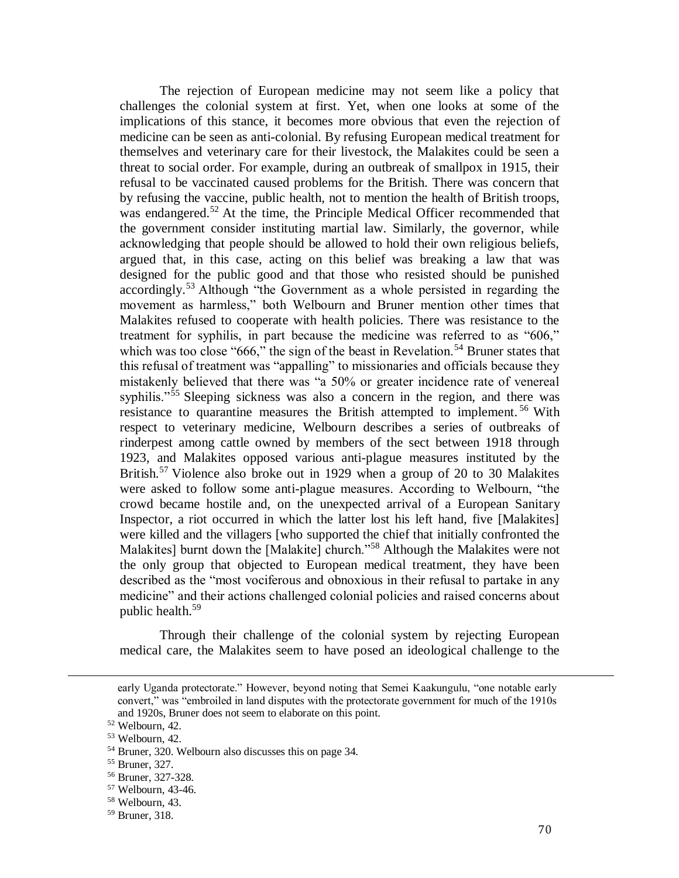The rejection of European medicine may not seem like a policy that challenges the colonial system at first. Yet, when one looks at some of the implications of this stance, it becomes more obvious that even the rejection of medicine can be seen as anti-colonial. By refusing European medical treatment for themselves and veterinary care for their livestock, the Malakites could be seen a threat to social order. For example, during an outbreak of smallpox in 1915, their refusal to be vaccinated caused problems for the British. There was concern that by refusing the vaccine, public health, not to mention the health of British troops, was endangered.[52] At the time, the Principle Medical Officer recommended that the government consider instituting martial law. Similarly, the governor, while acknowledging that people should be allowed to hold their own religious beliefs, argued that, in this case, acting on this belief was breaking a law that was designed for the public good and that those who resisted should be punished accordingly.[53] Although "the Government as a whole persisted in regarding the movement as harmless," both Welbourn and Bruner mention other times that Malakites refused to cooperate with health policies. There was resistance to the treatment for syphilis, in part because the medicine was referred to as "606," which was too close "666," the sign of the beast in Revelation.[54] Bruner states that this refusal of treatment was "appalling" to missionaries and officials because they mistakenly believed that there was "a 50% or greater incidence rate of venereal syphilis."[55] Sleeping sickness was also a concern in the region, and there was resistance to quarantine measures the British attempted to implement.[56] With respect to veterinary medicine, Welbourn describes a series of outbreaks of rinderpest among cattle owned by members of the sect between 1918 through 1923, and Malakites opposed various anti-plague measures instituted by the British.[57] Violence also broke out in 1929 when a group of 20 to 30 Malakites were asked to follow some anti-plague measures. According to Welbourn, "the crowd became hostile and, on the unexpected arrival of a European Sanitary Inspector, a riot occurred in which the latter lost his left hand, five [Malakites] were killed and the villagers [who supported the chief that initially confronted the Malakites] burnt down the [Malakite] church."[58] Although the Malakites were not the only group that objected to European medical treatment, they have been described as the "most vociferous and obnoxious in their refusal to partake in any medicine" and their actions challenged colonial policies and raised concerns about public health.[59]

Through their challenge of the colonial system by rejecting European medical care, the Malakites seem to have posed an ideological challenge to the

---

early Uganda protectorate." However, beyond noting that Semei Kaakungulu, "one notable early convert," was "embroiled in land disputes with the protectorate government for much of the 1910s and 1920s, Bruner does not seem to elaborate on this point.

[52] Welbourn, 42.

[53] Welbourn, 42.

[54] Bruner, 320. Welbourn also discusses this on page 34.

[55] Bruner, 327.

[56] Bruner, 327-328.

[57] Welbourn, 43-46.

[58] Welbourn, 43.

[59] Bruner, 318.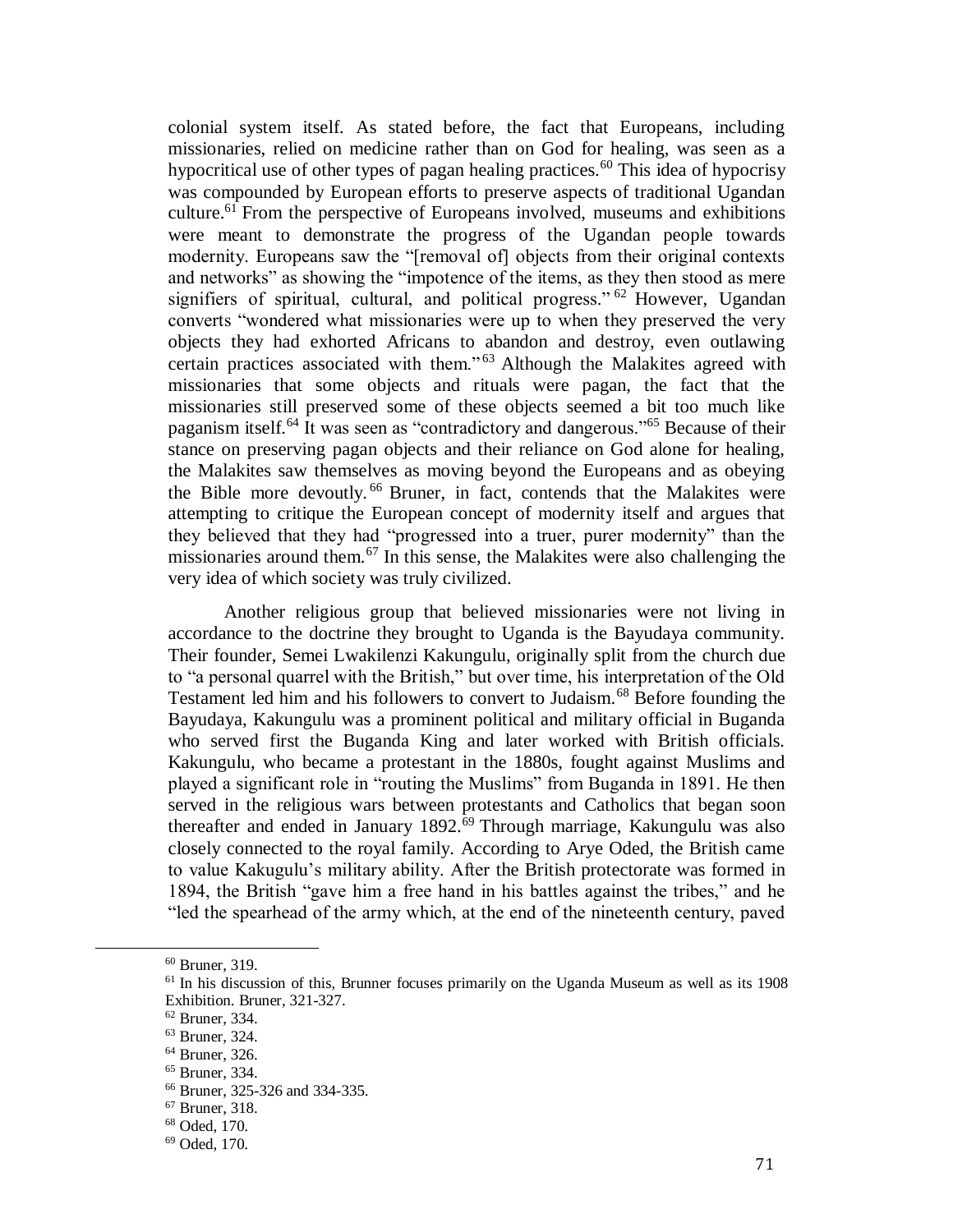colonial system itself. As stated before, the fact that Europeans, including missionaries, relied on medicine rather than on God for healing, was seen as a hypocritical use of other types of pagan healing practices.[60] This idea of hypocrisy was compounded by European efforts to preserve aspects of traditional Ugandan culture.[61] From the perspective of Europeans involved, museums and exhibitions were meant to demonstrate the progress of the Ugandan people towards modernity. Europeans saw the "[removal of] objects from their original contexts and networks" as showing the "impotence of the items, as they then stood as mere signifiers of spiritual, cultural, and political progress."[62] However, Ugandan converts "wondered what missionaries were up to when they preserved the very objects they had exhorted Africans to abandon and destroy, even outlawing certain practices associated with them."[63] Although the Malakites agreed with missionaries that some objects and rituals were pagan, the fact that the missionaries still preserved some of these objects seemed a bit too much like paganism itself.[64] It was seen as "contradictory and dangerous."[65] Because of their stance on preserving pagan objects and their reliance on God alone for healing, the Malakites saw themselves as moving beyond the Europeans and as obeying the Bible more devoutly.[66] Bruner, in fact, contends that the Malakites were attempting to critique the European concept of modernity itself and argues that they believed that they had "progressed into a truer, purer modernity" than the missionaries around them.[67] In this sense, the Malakites were also challenging the very idea of which society was truly civilized.

Another religious group that believed missionaries were not living in accordance to the doctrine they brought to Uganda is the Bayudaya community. Their founder, Semei Lwakilenzi Kakungulu, originally split from the church due to "a personal quarrel with the British," but over time, his interpretation of the Old Testament led him and his followers to convert to Judaism.[68] Before founding the Bayudaya, Kakungulu was a prominent political and military official in Buganda who served first the Buganda King and later worked with British officials. Kakungulu, who became a protestant in the 1880s, fought against Muslims and played a significant role in "routing the Muslims" from Buganda in 1891. He then served in the religious wars between protestants and Catholics that began soon thereafter and ended in January 1892.[69] Through marriage, Kakungulu was also closely connected to the royal family. According to Arye Oded, the British came to value Kakugulu's military ability. After the British protectorate was formed in 1894, the British "gave him a free hand in his battles against the tribes," and he "led the spearhead of the army which, at the end of the nineteenth century, paved

---

[60] Bruner, 319.

[61] In his discussion of this, Brunner focuses primarily on the Uganda Museum as well as its 1908 Exhibition. Bruner, 321-327.

[62] Bruner, 334.

[63] Bruner, 324.

[64] Bruner, 326.

[65] Bruner, 334.

[66] Bruner, 325-326 and 334-335.

[67] Bruner, 318.

[68] Oded, 170.

[69] Oded, 170.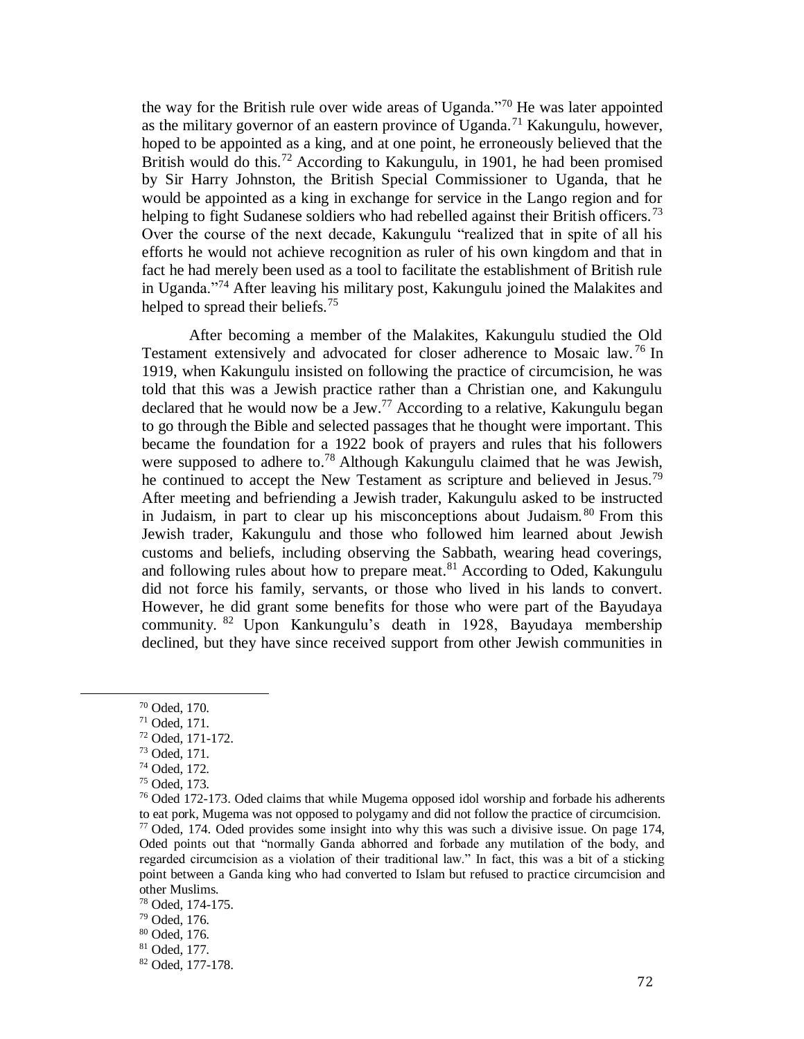the way for the British rule over wide areas of Uganda."[70] He was later appointed as the military governor of an eastern province of Uganda.[71] Kakungulu, however, hoped to be appointed as a king, and at one point, he erroneously believed that the British would do this.[72] According to Kakungulu, in 1901, he had been promised by Sir Harry Johnston, the British Special Commissioner to Uganda, that he would be appointed as a king in exchange for service in the Lango region and for helping to fight Sudanese soldiers who had rebelled against their British officers.[73] Over the course of the next decade, Kakungulu "realized that in spite of all his efforts he would not achieve recognition as ruler of his own kingdom and that in fact he had merely been used as a tool to facilitate the establishment of British rule in Uganda."[74] After leaving his military post, Kakungulu joined the Malakites and helped to spread their beliefs.[75]

After becoming a member of the Malakites, Kakungulu studied the Old Testament extensively and advocated for closer adherence to Mosaic law.[76] In 1919, when Kakungulu insisted on following the practice of circumcision, he was told that this was a Jewish practice rather than a Christian one, and Kakungulu declared that he would now be a Jew.[77] According to a relative, Kakungulu began to go through the Bible and selected passages that he thought were important. This became the foundation for a 1922 book of prayers and rules that his followers were supposed to adhere to.[78] Although Kakungulu claimed that he was Jewish, he continued to accept the New Testament as scripture and believed in Jesus.[79] After meeting and befriending a Jewish trader, Kakungulu asked to be instructed in Judaism, in part to clear up his misconceptions about Judaism.[80] From this Jewish trader, Kakungulu and those who followed him learned about Jewish customs and beliefs, including observing the Sabbath, wearing head coverings, and following rules about how to prepare meat.[81] According to Oded, Kakungulu did not force his family, servants, or those who lived in his lands to convert. However, he did grant some benefits for those who were part of the Bayudaya community.[82] Upon Kankungulu's death in 1928, Bayudaya membership declined, but they have since received support from other Jewish communities in

---

[70] Oded, 170.

[71] Oded, 171.

[72] Oded, 171-172.

[73] Oded, 171.

[74] Oded, 172.

[75] Oded, 173.

[76] Oded 172-173. Oded claims that while Mugema opposed idol worship and forbade his adherents to eat pork, Mugema was not opposed to polygamy and did not follow the practice of circumcision.

[77] Oded, 174. Oded provides some insight into why this was such a divisive issue. On page 174, Oded points out that "normally Ganda abhorred and forbade any mutilation of the body, and regarded circumcision as a violation of their traditional law." In fact, this was a bit of a sticking point between a Ganda king who had converted to Islam but refused to practice circumcision and other Muslims.

[78] Oded, 174-175.

[79] Oded, 176.

[80] Oded, 176.

[81] Oded, 177.

[82] Oded, 177-178.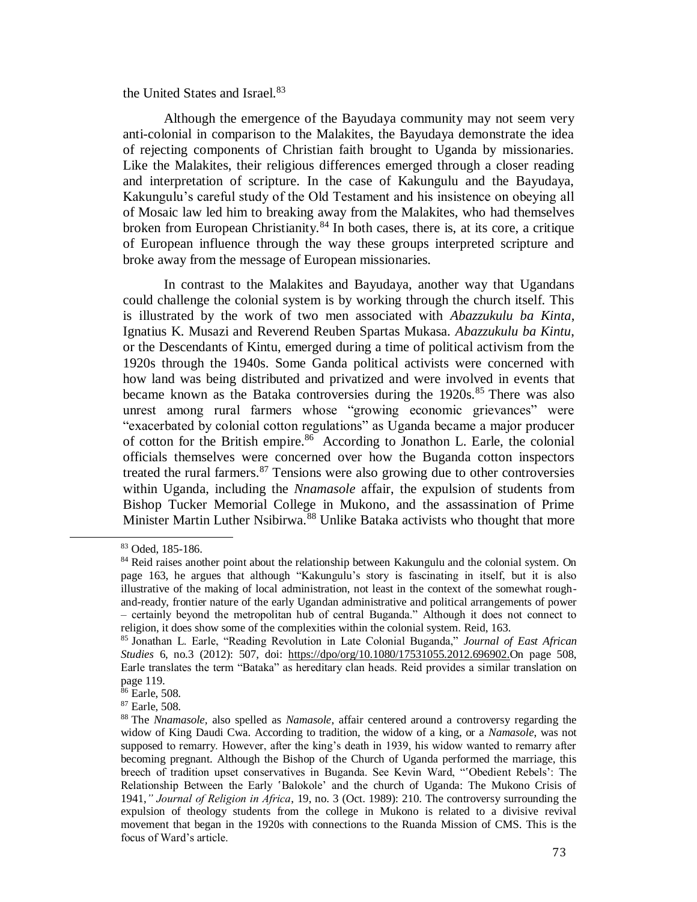the United States and Israel.[83]

Although the emergence of the Bayudaya community may not seem very anti-colonial in comparison to the Malakites, the Bayudaya demonstrate the idea of rejecting components of Christian faith brought to Uganda by missionaries. Like the Malakites, their religious differences emerged through a closer reading and interpretation of scripture. In the case of Kakungulu and the Bayudaya, Kakungulu's careful study of the Old Testament and his insistence on obeying all of Mosaic law led him to breaking away from the Malakites, who had themselves broken from European Christianity.[84] In both cases, there is, at its core, a critique of European influence through the way these groups interpreted scripture and broke away from the message of European missionaries.

In contrast to the Malakites and Bayudaya, another way that Ugandans could challenge the colonial system is by working through the church itself. This is illustrated by the work of two men associated with *Abazzukulu ba Kinta*, Ignatius K. Musazi and Reverend Reuben Spartas Mukasa. *Abazzukulu ba Kintu*, or the Descendants of Kintu, emerged during a time of political activism from the 1920s through the 1940s. Some Ganda political activists were concerned with how land was being distributed and privatized and were involved in events that became known as the Bataka controversies during the 1920s.[85] There was also unrest among rural farmers whose "growing economic grievances" were "exacerbated by colonial cotton regulations" as Uganda became a major producer of cotton for the British empire.[86] According to Jonathon L. Earle, the colonial officials themselves were concerned over how the Buganda cotton inspectors treated the rural farmers.[87] Tensions were also growing due to other controversies within Uganda, including the *Nnamasole* affair, the expulsion of students from Bishop Tucker Memorial College in Mukono, and the assassination of Prime Minister Martin Luther Nsibirwa.[88] Unlike Bataka activists who thought that more

---

[83] Oded, 185-186.

[84] Reid raises another point about the relationship between Kakungulu and the colonial system. On page 163, he argues that although "Kakungulu's story is fascinating in itself, but it is also illustrative of the making of local administration, not least in the context of the somewhat rough-and-ready, frontier nature of the early Ugandan administrative and political arrangements of power – certainly beyond the metropolitan hub of central Buganda." Although it does not connect to religion, it does show some of the complexities within the colonial system. Reid, 163.

[85] Jonathan L. Earle, "Reading Revolution in Late Colonial Buganda," *Journal of East African Studies* 6, no.3 (2012): 507, doi: https://dpo/org/10.1080/17531055.2012.696902.On page 508, Earle translates the term "Bataka" as hereditary clan heads. Reid provides a similar translation on page 119.

[86] Earle, 508.

[87] Earle, 508.

[88] The *Nnamasole,* also spelled as *Namasole*, affair centered around a controversy regarding the widow of King Daudi Cwa. According to tradition, the widow of a king, or a *Namasole*, was not supposed to remarry. However, after the king's death in 1939, his widow wanted to remarry after becoming pregnant. Although the Bishop of the Church of Uganda performed the marriage, this breech of tradition upset conservatives in Buganda. See Kevin Ward, "'Obedient Rebels': The Relationship Between the Early 'Balokole' and the church of Uganda: The Mukono Crisis of 1941,*" Journal of Religion in Africa*, 19, no. 3 (Oct. 1989): 210. The controversy surrounding the expulsion of theology students from the college in Mukono is related to a divisive revival movement that began in the 1920s with connections to the Ruanda Mission of CMS. This is the focus of Ward's article.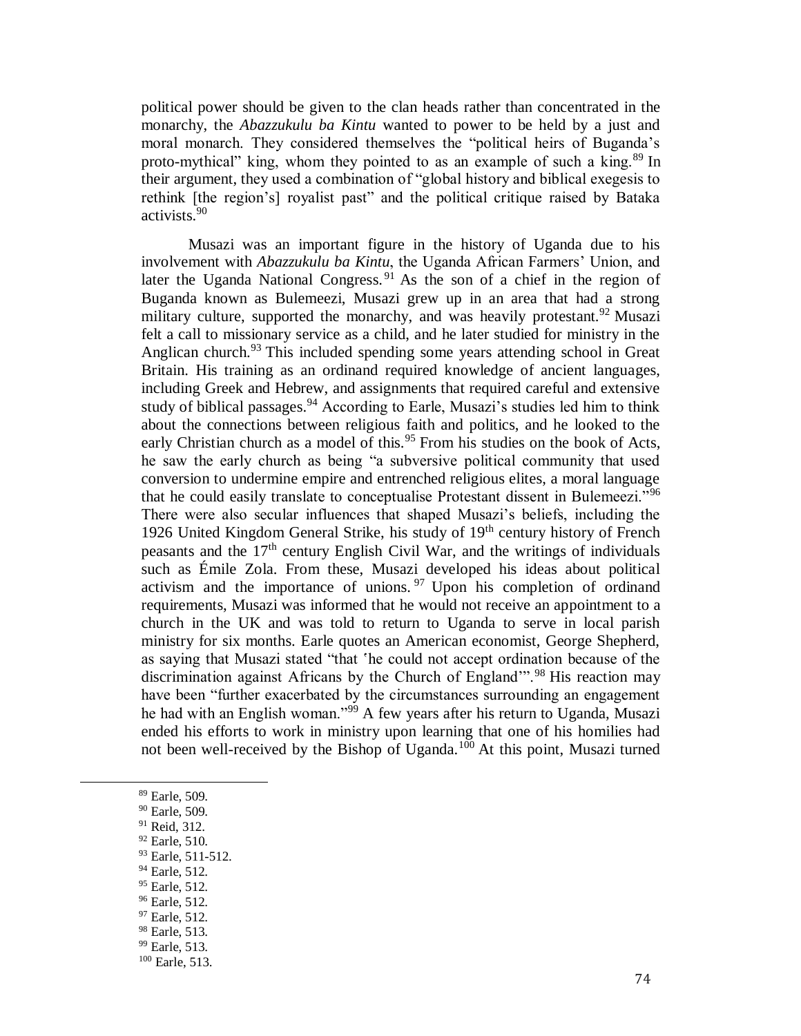political power should be given to the clan heads rather than concentrated in the monarchy, the *Abazzukulu ba Kintu* wanted to power to be held by a just and moral monarch. They considered themselves the "political heirs of Buganda's proto-mythical" king, whom they pointed to as an example of such a king.[89] In their argument, they used a combination of "global history and biblical exegesis to rethink [the region's] royalist past" and the political critique raised by Bataka activists.[90]

Musazi was an important figure in the history of Uganda due to his involvement with *Abazzukulu ba Kintu*, the Uganda African Farmers' Union, and later the Uganda National Congress.[91] As the son of a chief in the region of Buganda known as Bulemeezi, Musazi grew up in an area that had a strong military culture, supported the monarchy, and was heavily protestant.[92] Musazi felt a call to missionary service as a child, and he later studied for ministry in the Anglican church.[93] This included spending some years attending school in Great Britain. His training as an ordinand required knowledge of ancient languages, including Greek and Hebrew, and assignments that required careful and extensive study of biblical passages.[94] According to Earle, Musazi's studies led him to think about the connections between religious faith and politics, and he looked to the early Christian church as a model of this.[95] From his studies on the book of Acts, he saw the early church as being "a subversive political community that used conversion to undermine empire and entrenched religious elites, a moral language that he could easily translate to conceptualise Protestant dissent in Bulemeezi."[96] There were also secular influences that shaped Musazi's beliefs, including the 1926 United Kingdom General Strike, his study of 19th century history of French peasants and the 17th century English Civil War, and the writings of individuals such as Émile Zola. From these, Musazi developed his ideas about political activism and the importance of unions.[97] Upon his completion of ordinand requirements, Musazi was informed that he would not receive an appointment to a church in the UK and was told to return to Uganda to serve in local parish ministry for six months. Earle quotes an American economist, George Shepherd, as saying that Musazi stated "that 'he could not accept ordination because of the discrimination against Africans by the Church of England'".[98] His reaction may have been "further exacerbated by the circumstances surrounding an engagement he had with an English woman."[99] A few years after his return to Uganda, Musazi ended his efforts to work in ministry upon learning that one of his homilies had not been well-received by the Bishop of Uganda.[100] At this point, Musazi turned

[89] Earle, 509.
[90] Earle, 509.
[91] Reid, 312.
[92] Earle, 510.
[93] Earle, 511-512.
[94] Earle, 512.
[95] Earle, 512.
[96] Earle, 512.
[97] Earle, 512.
[98] Earle, 513.
[99] Earle, 513.
[100] Earle, 513.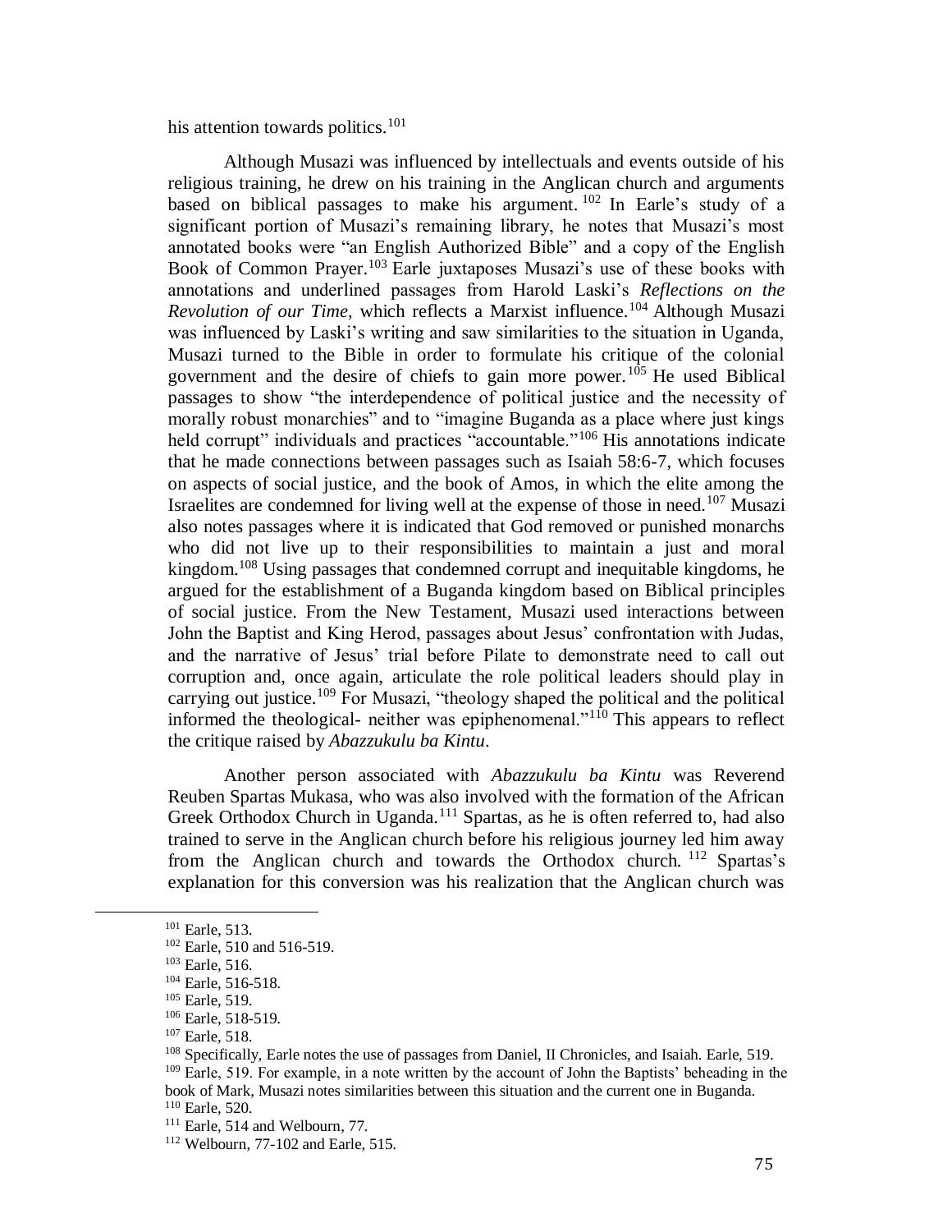his attention towards politics.[101]

Although Musazi was influenced by intellectuals and events outside of his religious training, he drew on his training in the Anglican church and arguments based on biblical passages to make his argument.[102] In Earle's study of a significant portion of Musazi's remaining library, he notes that Musazi's most annotated books were "an English Authorized Bible" and a copy of the English Book of Common Prayer.[103] Earle juxtaposes Musazi's use of these books with annotations and underlined passages from Harold Laski's *Reflections on the Revolution of our Time*, which reflects a Marxist influence.[104] Although Musazi was influenced by Laski's writing and saw similarities to the situation in Uganda, Musazi turned to the Bible in order to formulate his critique of the colonial government and the desire of chiefs to gain more power.[105] He used Biblical passages to show "the interdependence of political justice and the necessity of morally robust monarchies" and to "imagine Buganda as a place where just kings held corrupt" individuals and practices "accountable."[106] His annotations indicate that he made connections between passages such as Isaiah 58:6-7, which focuses on aspects of social justice, and the book of Amos, in which the elite among the Israelites are condemned for living well at the expense of those in need.[107] Musazi also notes passages where it is indicated that God removed or punished monarchs who did not live up to their responsibilities to maintain a just and moral kingdom.[108] Using passages that condemned corrupt and inequitable kingdoms, he argued for the establishment of a Buganda kingdom based on Biblical principles of social justice. From the New Testament, Musazi used interactions between John the Baptist and King Herod, passages about Jesus' confrontation with Judas, and the narrative of Jesus' trial before Pilate to demonstrate need to call out corruption and, once again, articulate the role political leaders should play in carrying out justice.[109] For Musazi, "theology shaped the political and the political informed the theological- neither was epiphenomenal."[110] This appears to reflect the critique raised by *Abazzukulu ba Kintu*.

Another person associated with *Abazzukulu ba Kintu* was Reverend Reuben Spartas Mukasa, who was also involved with the formation of the African Greek Orthodox Church in Uganda.[111] Spartas, as he is often referred to, had also trained to serve in the Anglican church before his religious journey led him away from the Anglican church and towards the Orthodox church.[112] Spartas's explanation for this conversion was his realization that the Anglican church was

---

[101] Earle, 513.

[102] Earle, 510 and 516-519.

[103] Earle, 516.

[104] Earle, 516-518.

[105] Earle, 519.

[106] Earle, 518-519.

[107] Earle, 518.

[108] Specifically, Earle notes the use of passages from Daniel, II Chronicles, and Isaiah. Earle, 519.

[109] Earle, 519. For example, in a note written by the account of John the Baptists' beheading in the book of Mark, Musazi notes similarities between this situation and the current one in Buganda.

[110] Earle, 520.

[111] Earle, 514 and Welbourn, 77.

[112] Welbourn, 77-102 and Earle, 515.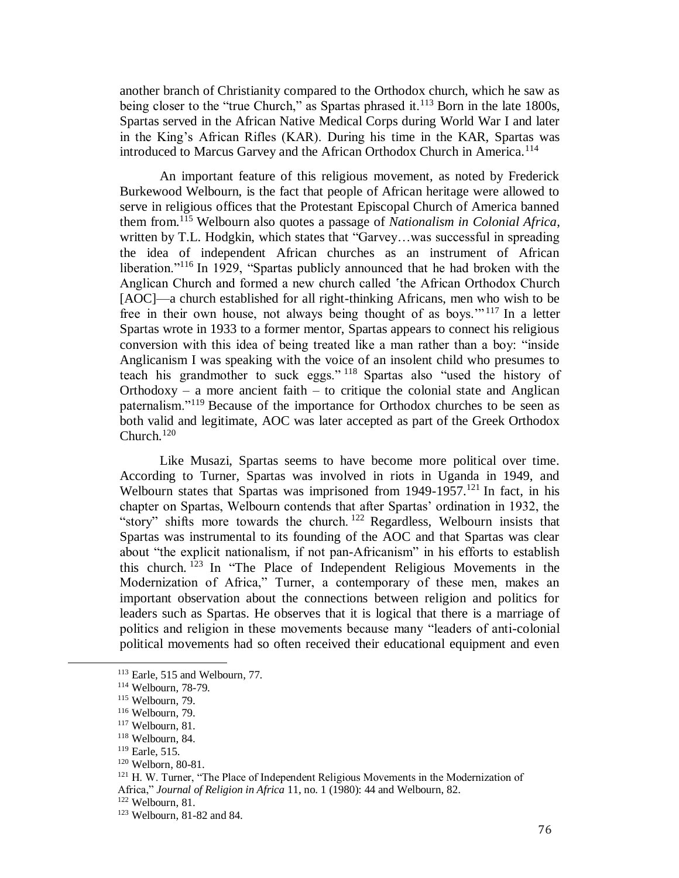another branch of Christianity compared to the Orthodox church, which he saw as being closer to the "true Church," as Spartas phrased it.[113] Born in the late 1800s, Spartas served in the African Native Medical Corps during World War I and later in the King's African Rifles (KAR). During his time in the KAR, Spartas was introduced to Marcus Garvey and the African Orthodox Church in America.[114]

An important feature of this religious movement, as noted by Frederick Burkewood Welbourn, is the fact that people of African heritage were allowed to serve in religious offices that the Protestant Episcopal Church of America banned them from.[115] Welbourn also quotes a passage of *Nationalism in Colonial Africa*, written by T.L. Hodgkin, which states that "Garvey…was successful in spreading the idea of independent African churches as an instrument of African liberation."[116] In 1929, "Spartas publicly announced that he had broken with the Anglican Church and formed a new church called 'the African Orthodox Church [AOC]—a church established for all right-thinking Africans, men who wish to be free in their own house, not always being thought of as boys.'"[117] In a letter Spartas wrote in 1933 to a former mentor, Spartas appears to connect his religious conversion with this idea of being treated like a man rather than a boy: "inside Anglicanism I was speaking with the voice of an insolent child who presumes to teach his grandmother to suck eggs."[118] Spartas also "used the history of Orthodoxy – a more ancient faith – to critique the colonial state and Anglican paternalism."[119] Because of the importance for Orthodox churches to be seen as both valid and legitimate, AOC was later accepted as part of the Greek Orthodox Church.[120]

Like Musazi, Spartas seems to have become more political over time. According to Turner, Spartas was involved in riots in Uganda in 1949, and Welbourn states that Spartas was imprisoned from 1949-1957.[121] In fact, in his chapter on Spartas, Welbourn contends that after Spartas' ordination in 1932, the "story" shifts more towards the church.[122] Regardless, Welbourn insists that Spartas was instrumental to its founding of the AOC and that Spartas was clear about "the explicit nationalism, if not pan-Africanism" in his efforts to establish this church.[123] In "The Place of Independent Religious Movements in the Modernization of Africa," Turner, a contemporary of these men, makes an important observation about the connections between religion and politics for leaders such as Spartas. He observes that it is logical that there is a marriage of politics and religion in these movements because many "leaders of anti-colonial political movements had so often received their educational equipment and even

---

[113] Earle, 515 and Welbourn, 77.

[114] Welbourn, 78-79.

[115] Welbourn, 79.

[116] Welbourn, 79.

[117] Welbourn, 81.

[118] Welbourn, 84.

[119] Earle, 515.

[120] Welborn, 80-81.

[121] H. W. Turner, "The Place of Independent Religious Movements in the Modernization of Africa," *Journal of Religion in Africa* 11, no. 1 (1980): 44 and Welbourn, 82.

[122] Welbourn, 81.

[123] Welbourn, 81-82 and 84.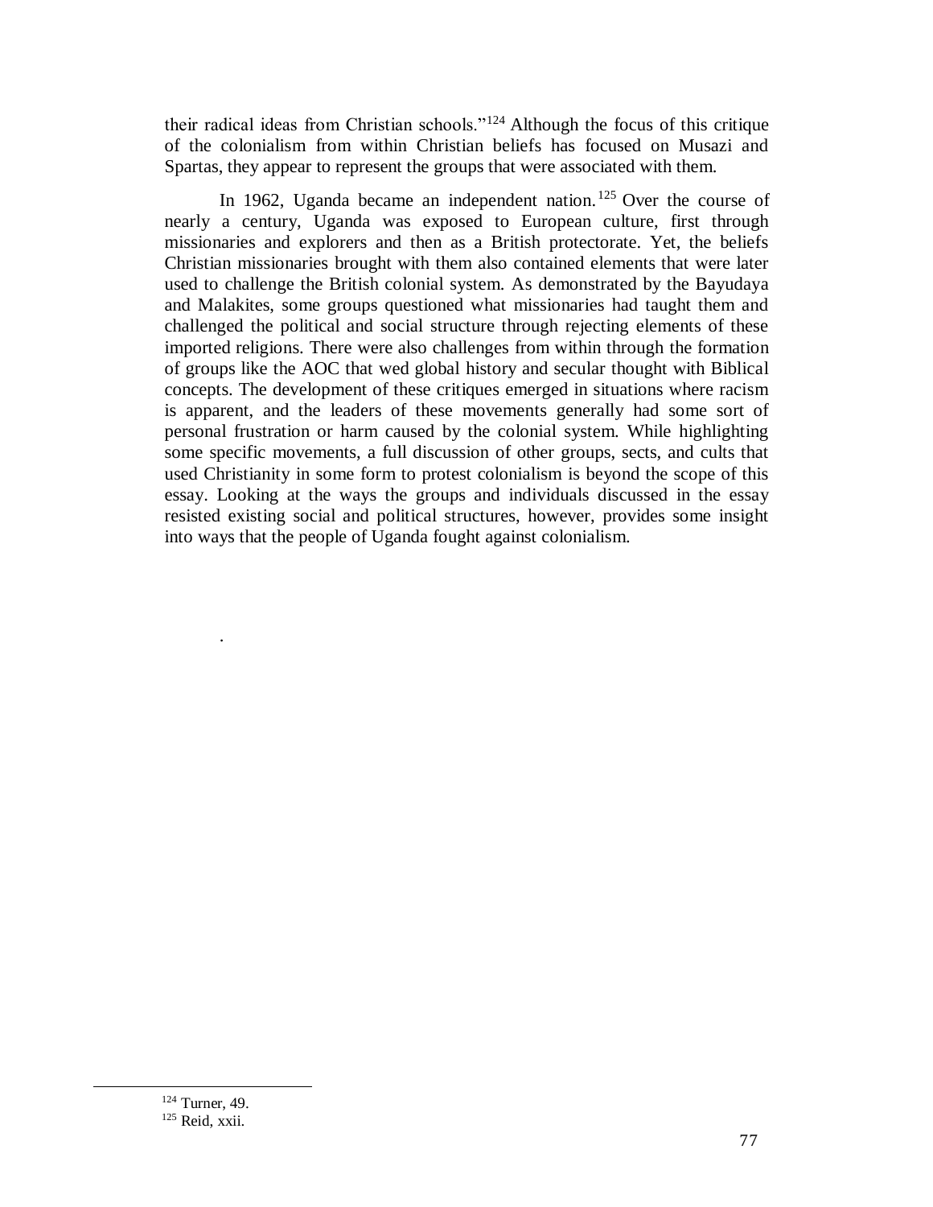their radical ideas from Christian schools."[124] Although the focus of this critique of the colonialism from within Christian beliefs has focused on Musazi and Spartas, they appear to represent the groups that were associated with them.

In 1962, Uganda became an independent nation.[125] Over the course of nearly a century, Uganda was exposed to European culture, first through missionaries and explorers and then as a British protectorate. Yet, the beliefs Christian missionaries brought with them also contained elements that were later used to challenge the British colonial system. As demonstrated by the Bayudaya and Malakites, some groups questioned what missionaries had taught them and challenged the political and social structure through rejecting elements of these imported religions. There were also challenges from within through the formation of groups like the AOC that wed global history and secular thought with Biblical concepts. The development of these critiques emerged in situations where racism is apparent, and the leaders of these movements generally had some sort of personal frustration or harm caused by the colonial system. While highlighting some specific movements, a full discussion of other groups, sects, and cults that used Christianity in some form to protest colonialism is beyond the scope of this essay. Looking at the ways the groups and individuals discussed in the essay resisted existing social and political structures, however, provides some insight into ways that the people of Uganda fought against colonialism.

.

---

[124] Turner, 49.

[125] Reid, xxii.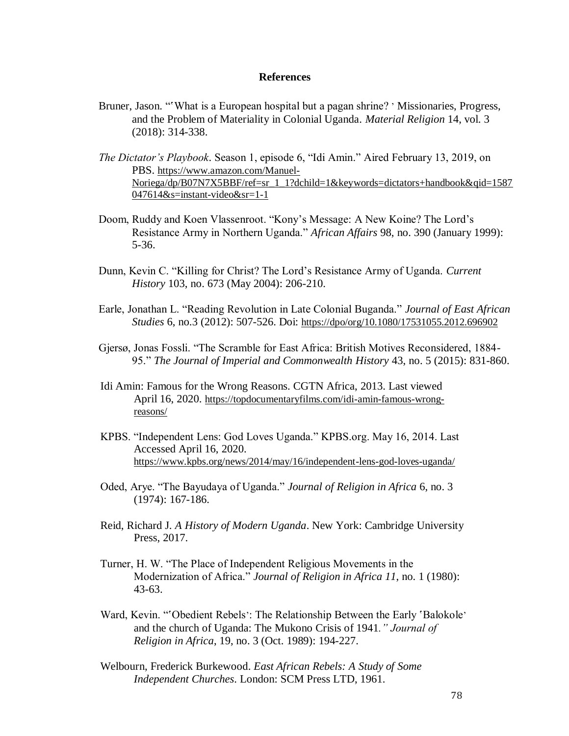## References

Bruner, Jason. "'What is a European hospital but a pagan shrine? ' Missionaries, Progress, and the Problem of Materiality in Colonial Uganda. *Material Religion* 14, vol. 3 (2018): 314-338.

*The Dictator's Playbook*. Season 1, episode 6, "Idi Amin." Aired February 13, 2019, on PBS. https://www.amazon.com/Manuel-Noriega/dp/B07N7X5BBF/ref=sr_1_1?dchild=1&keywords=dictators+handbook&qid=1587047614&s=instant-video&sr=1-1

Doom, Ruddy and Koen Vlassenroot. "Kony's Message: A New Koine? The Lord's Resistance Army in Northern Uganda." *African Affairs* 98, no. 390 (January 1999): 5-36.

Dunn, Kevin C. "Killing for Christ? The Lord's Resistance Army of Uganda. *Current History* 103, no. 673 (May 2004): 206-210.

Earle, Jonathan L. "Reading Revolution in Late Colonial Buganda." *Journal of East African Studies* 6, no.3 (2012): 507-526. Doi: https://dpo/org/10.1080/17531055.2012.696902

Gjersø, Jonas Fossli. "The Scramble for East Africa: British Motives Reconsidered, 1884-95." *The Journal of Imperial and Commonwealth History* 43, no. 5 (2015): 831-860.

Idi Amin: Famous for the Wrong Reasons. CGTN Africa, 2013. Last viewed April 16, 2020. https://topdocumentaryfilms.com/idi-amin-famous-wrong-reasons/

KPBS. "Independent Lens: God Loves Uganda." KPBS.org. May 16, 2014. Last Accessed April 16, 2020. https://www.kpbs.org/news/2014/may/16/independent-lens-god-loves-uganda/

Oded, Arye. "The Bayudaya of Uganda." *Journal of Religion in Africa* 6, no. 3 (1974): 167-186.

Reid, Richard J. *A History of Modern Uganda*. New York: Cambridge University Press, 2017.

Turner, H. W. "The Place of Independent Religious Movements in the Modernization of Africa." *Journal of Religion in Africa 11*, no. 1 (1980): 43-63.

Ward, Kevin. "'Obedient Rebels': The Relationship Between the Early 'Balokole' and the church of Uganda: The Mukono Crisis of 1941*." Journal of Religion in Africa*, 19, no. 3 (Oct. 1989): 194-227.

Welbourn, Frederick Burkewood. *East African Rebels: A Study of Some Independent Churches*. London: SCM Press LTD, 1961.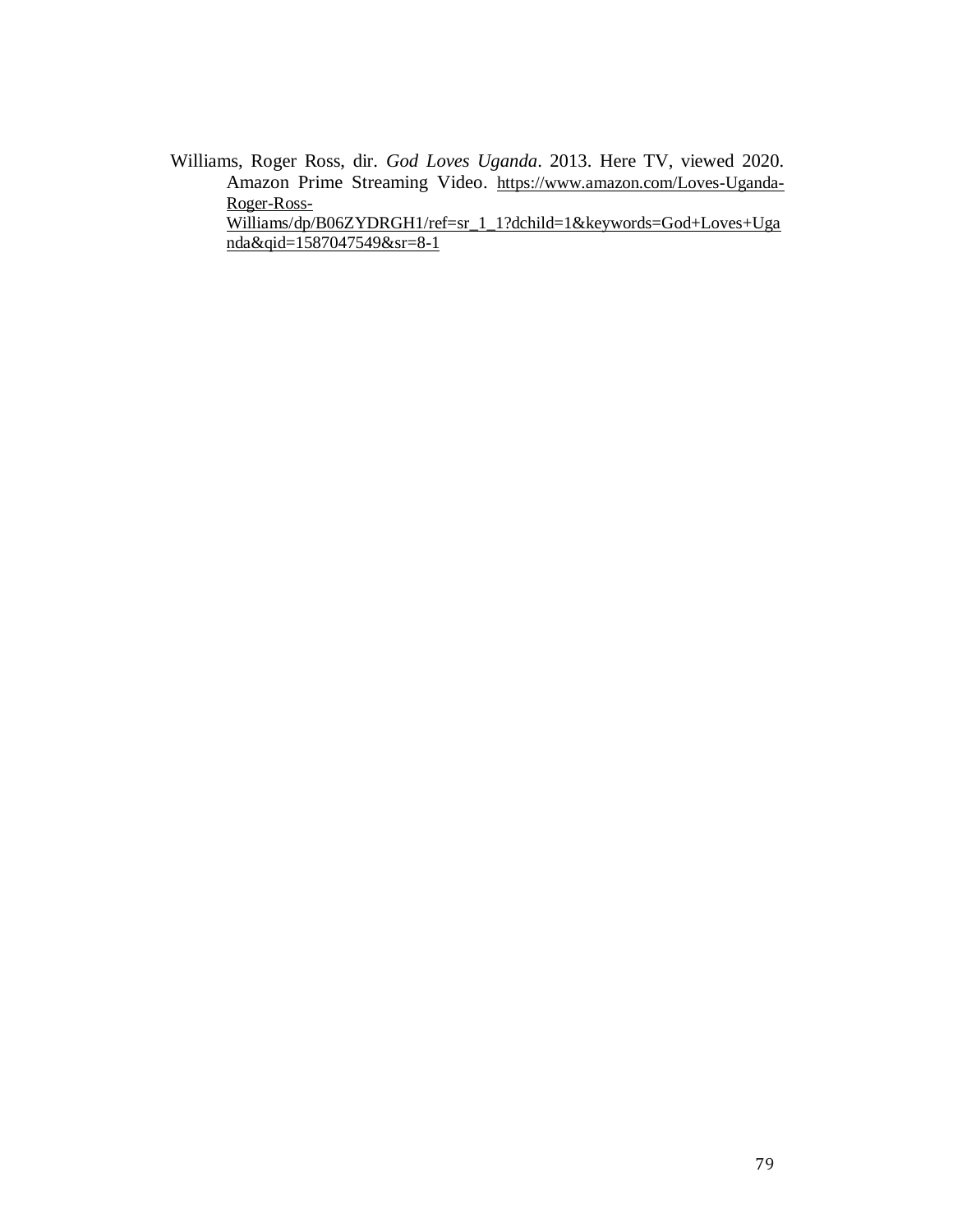Williams, Roger Ross, dir. *God Loves Uganda*. 2013. Here TV, viewed 2020. Amazon Prime Streaming Video. https://www.amazon.com/Loves-Uganda-Roger-Ross-Williams/dp/B06ZYDRGH1/ref=sr_1_1?dchild=1&keywords=God+Loves+Uganda&qid=1587047549&sr=8-1